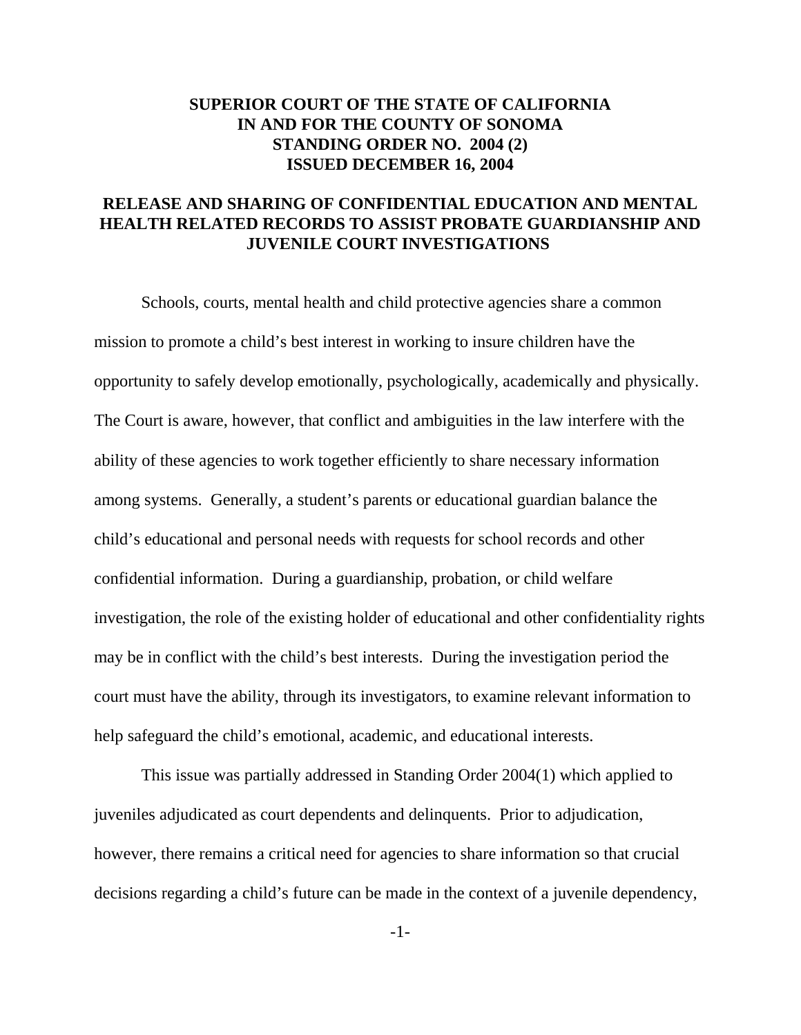# SUPERIOR COURT OF THE STATE OF CALIFORNIA IN AND FOR THE COUNTY OF SONOMA STANDING ORDER NO. 2004 (2) ISSUED DECEMBER 16, 2004

## RELEASE AND SHARING OF CONFIDENTIAL EDUCATION AND MENTAL HEALTH RELATED RECORDS TO ASSIST PROBATE GUARDIANSHIP AND JUVENILE COURT INVESTIGATIONS

Schools, courts, mental health and child protective agencies share a common mission to promote a child's best interest in working to insure children have the opportunity to safely develop emotionally, psychologically, academically and physically. The Court is aware, however, that conflict and ambiguities in the law interfere with the ability of these agencies to work together efficiently to share necessary information among systems. Generally, a student's parents or educational guardian balance the child's educational and personal needs with requests for school records and other confidential information. During a guardianship, probation, or child welfare investigation, the role of the existing holder of educational and other confidentiality rights may be in conflict with the child's best interests. During the investigation period the court must have the ability, through its investigators, to examine relevant information to help safeguard the child's emotional, academic, and educational interests.

This issue was partially addressed in Standing Order 2004(1) which applied to juveniles adjudicated as court dependents and delinquents. Prior to adjudication, however, there remains a critical need for agencies to share information so that crucial decisions regarding a child's future can be made in the context of a juvenile dependency,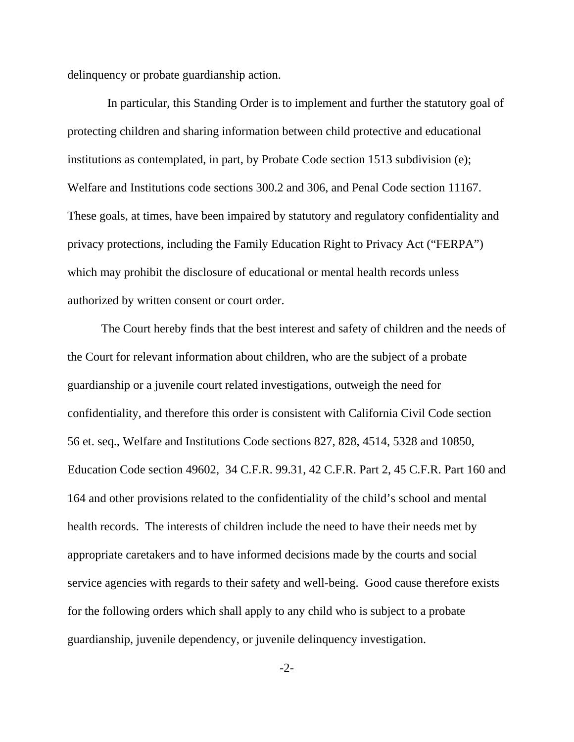delinquency or probate guardianship action.

In particular, this Standing Order is to implement and further the statutory goal of protecting children and sharing information between child protective and educational institutions as contemplated, in part, by Probate Code section 1513 subdivision (e); Welfare and Institutions code sections 300.2 and 306, and Penal Code section 11167. These goals, at times, have been impaired by statutory and regulatory confidentiality and privacy protections, including the Family Education Right to Privacy Act ("FERPA") which may prohibit the disclosure of educational or mental health records unless authorized by written consent or court order.

The Court hereby finds that the best interest and safety of children and the needs of the Court for relevant information about children, who are the subject of a probate guardianship or a juvenile court related investigations, outweigh the need for confidentiality, and therefore this order is consistent with California Civil Code section 56 et. seq., Welfare and Institutions Code sections 827, 828, 4514, 5328 and 10850, Education Code section 49602, 34 C.F.R. 99.31, 42 C.F.R. Part 2, 45 C.F.R. Part 160 and 164 and other provisions related to the confidentiality of the child's school and mental health records. The interests of children include the need to have their needs met by appropriate caretakers and to have informed decisions made by the courts and social service agencies with regards to their safety and well-being. Good cause therefore exists for the following orders which shall apply to any child who is subject to a probate guardianship, juvenile dependency, or juvenile delinquency investigation.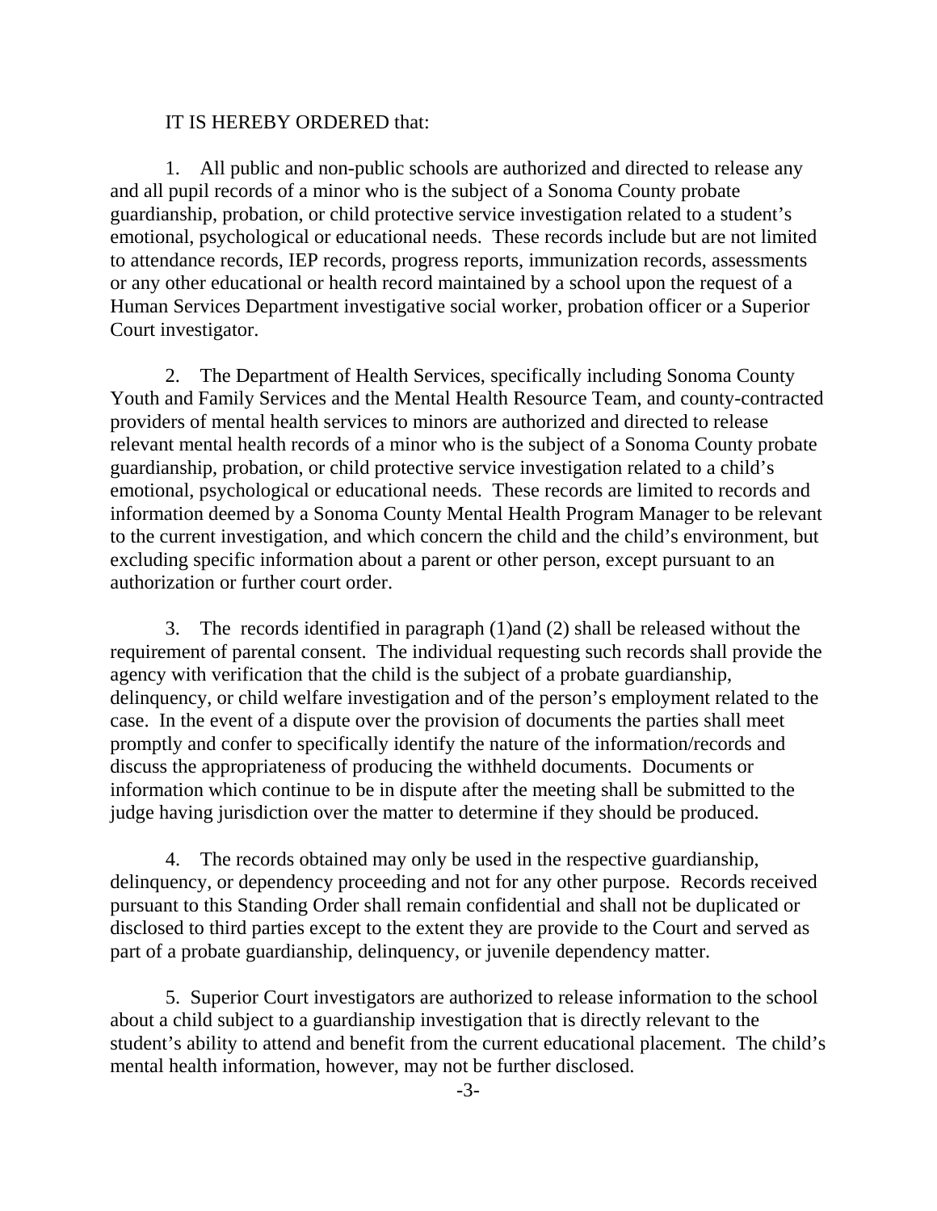IT IS HEREBY ORDERED that:

1. All public and non-public schools are authorized and directed to release any and all pupil records of a minor who is the subject of a Sonoma County probate guardianship, probation, or child protective service investigation related to a student's emotional, psychological or educational needs. These records include but are not limited to attendance records, IEP records, progress reports, immunization records, assessments or any other educational or health record maintained by a school upon the request of a Human Services Department investigative social worker, probation officer or a Superior Court investigator.

2. The Department of Health Services, specifically including Sonoma County Youth and Family Services and the Mental Health Resource Team, and county-contracted providers of mental health services to minors are authorized and directed to release relevant mental health records of a minor who is the subject of a Sonoma County probate guardianship, probation, or child protective service investigation related to a child's emotional, psychological or educational needs. These records are limited to records and information deemed by a Sonoma County Mental Health Program Manager to be relevant to the current investigation, and which concern the child and the child's environment, but excluding specific information about a parent or other person, except pursuant to an authorization or further court order.

3. The records identified in paragraph (1)and (2) shall be released without the requirement of parental consent. The individual requesting such records shall provide the agency with verification that the child is the subject of a probate guardianship, delinquency, or child welfare investigation and of the person's employment related to the case. In the event of a dispute over the provision of documents the parties shall meet promptly and confer to specifically identify the nature of the information/records and discuss the appropriateness of producing the withheld documents. Documents or information which continue to be in dispute after the meeting shall be submitted to the judge having jurisdiction over the matter to determine if they should be produced.

4. The records obtained may only be used in the respective guardianship, delinquency, or dependency proceeding and not for any other purpose. Records received pursuant to this Standing Order shall remain confidential and shall not be duplicated or disclosed to third parties except to the extent they are provide to the Court and served as part of a probate guardianship, delinquency, or juvenile dependency matter.

5. Superior Court investigators are authorized to release information to the school about a child subject to a guardianship investigation that is directly relevant to the student's ability to attend and benefit from the current educational placement. The child's mental health information, however, may not be further disclosed.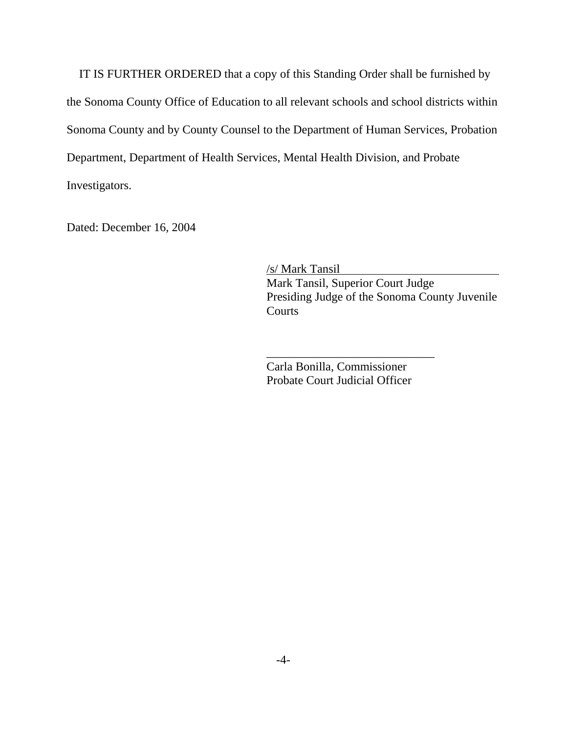IT IS FURTHER ORDERED that a copy of this Standing Order shall be furnished by the Sonoma County Office of Education to all relevant schools and school districts within Sonoma County and by County Counsel to the Department of Human Services, Probation Department, Department of Health Services, Mental Health Division, and Probate Investigators.

Dated: December 16, 2004

/s/ Mark Tansil
Mark Tansil, Superior Court Judge
Presiding Judge of the Sonoma County Juvenile Courts

\_\_\_\_\_\_\_\_\_\_\_\_\_\_\_\_\_\_\_\_\_\_\_\_\_\_\_\_
Carla Bonilla, Commissioner
Probate Court Judicial Officer